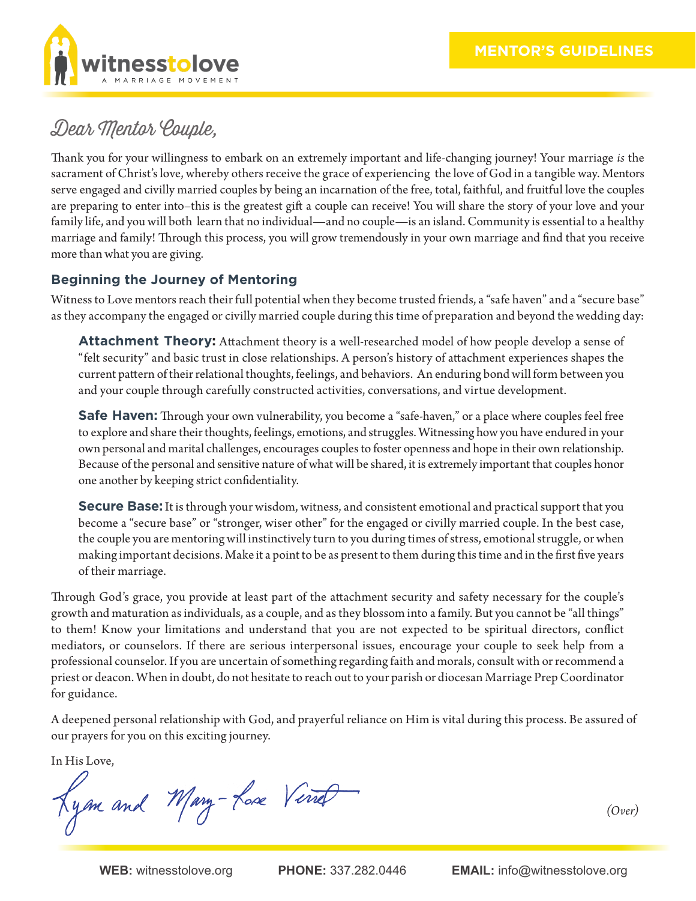witnesstolove

A MARRIAGE MOVEMENT

**MENTOR'S GUIDELINES**

# Dear Mentor Couple,

Thank you for your willingness to embark on an extremely important and life-changing journey! Your marriage *is* the sacrament of Christ's love, whereby others receive the grace of experiencing the love of God in a tangible way. Mentors serve engaged and civilly married couples by being an incarnation of the free, total, faithful, and fruitful love the couples are preparing to enter into–this is the greatest gift a couple can receive! You will share the story of your love and your family life, and you will both learn that no individual—and no couple—is an island. Community is essential to a healthy marriage and family! Through this process, you will grow tremendously in your own marriage and find that you receive more than what you are giving.

## Beginning the Journey of Mentoring

Witness to Love mentors reach their full potential when they become trusted friends, a "safe haven" and a "secure base" as they accompany the engaged or civilly married couple during this time of preparation and beyond the wedding day:

**Attachment Theory:** Attachment theory is a well-researched model of how people develop a sense of "felt security" and basic trust in close relationships. A person's history of attachment experiences shapes the current pattern of their relational thoughts, feelings, and behaviors. An enduring bond will form between you and your couple through carefully constructed activities, conversations, and virtue development.

**Safe Haven:** Through your own vulnerability, you become a "safe-haven," or a place where couples feel free to explore and share their thoughts, feelings, emotions, and struggles. Witnessing how you have endured in your own personal and marital challenges, encourages couples to foster openness and hope in their own relationship. Because of the personal and sensitive nature of what will be shared, it is extremely important that couples honor one another by keeping strict confidentiality.

**Secure Base:** It is through your wisdom, witness, and consistent emotional and practical support that you become a "secure base" or "stronger, wiser other" for the engaged or civilly married couple. In the best case, the couple you are mentoring will instinctively turn to you during times of stress, emotional struggle, or when making important decisions. Make it a point to be as present to them during this time and in the first five years of their marriage.

Through God's grace, you provide at least part of the attachment security and safety necessary for the couple's growth and maturation as individuals, as a couple, and as they blossom into a family. But you cannot be "all things" to them! Know your limitations and understand that you are not expected to be spiritual directors, conflict mediators, or counselors. If there are serious interpersonal issues, encourage your couple to seek help from a professional counselor. If you are uncertain of something regarding faith and morals, consult with or recommend a priest or deacon. When in doubt, do not hesitate to reach out to your parish or diocesan Marriage Prep Coordinator for guidance.

A deepened personal relationship with God, and prayerful reliance on Him is vital during this process. Be assured of our prayers for you on this exciting journey.

In His Love,

Ryan and Mary-Rose Verret

*(Over)*

**WEB:** witnesstolove.org **PHONE:** 337.282.0446 **EMAIL:** info@witnesstolove.org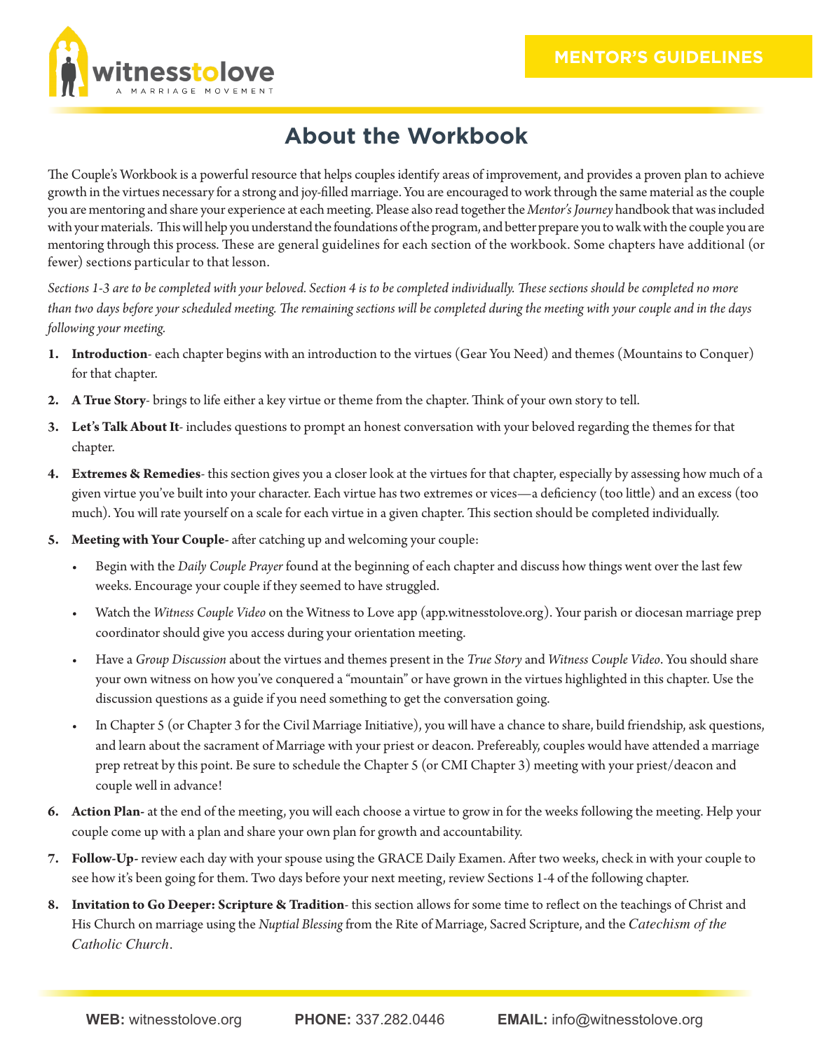MENTOR'S GUIDELINES

# About the Workbook

The Couple's Workbook is a powerful resource that helps couples identify areas of improvement, and provides a proven plan to achieve growth in the virtues necessary for a strong and joy-filled marriage. You are encouraged to work through the same material as the couple you are mentoring and share your experience at each meeting. Please also read together the *Mentor's Journey* handbook that was included with your materials. This will help you understand the foundations of the program, and better prepare you to walk with the couple you are mentoring through this process. These are general guidelines for each section of the workbook. Some chapters have additional (or fewer) sections particular to that lesson.

*Sections 1-3 are to be completed with your beloved. Section 4 is to be completed individually. These sections should be completed no more than two days before your scheduled meeting. The remaining sections will be completed during the meeting with your couple and in the days following your meeting.*

1. **Introduction**- each chapter begins with an introduction to the virtues (Gear You Need) and themes (Mountains to Conquer) for that chapter.
2. **A True Story**- brings to life either a key virtue or theme from the chapter. Think of your own story to tell.
3. **Let's Talk About It**- includes questions to prompt an honest conversation with your beloved regarding the themes for that chapter.
4. **Extremes & Remedies**- this section gives you a closer look at the virtues for that chapter, especially by assessing how much of a given virtue you've built into your character. Each virtue has two extremes or vices—a deficiency (too little) and an excess (too much). You will rate yourself on a scale for each virtue in a given chapter. This section should be completed individually.
5. **Meeting with Your Couple-** after catching up and welcoming your couple:
   - Begin with the *Daily Couple Prayer* found at the beginning of each chapter and discuss how things went over the last few weeks. Encourage your couple if they seemed to have struggled.
   - Watch the *Witness Couple Video* on the Witness to Love app (app.witnesstolove.org). Your parish or diocesan marriage prep coordinator should give you access during your orientation meeting.
   - Have a *Group Discussion* about the virtues and themes present in the *True Story* and *Witness Couple Video*. You should share your own witness on how you've conquered a "mountain" or have grown in the virtues highlighted in this chapter. Use the discussion questions as a guide if you need something to get the conversation going.
   - In Chapter 5 (or Chapter 3 for the Civil Marriage Initiative), you will have a chance to share, build friendship, ask questions, and learn about the sacrament of Marriage with your priest or deacon. Prefereably, couples would have attended a marriage prep retreat by this point. Be sure to schedule the Chapter 5 (or CMI Chapter 3) meeting with your priest/deacon and couple well in advance!
6. **Action Plan-** at the end of the meeting, you will each choose a virtue to grow in for the weeks following the meeting. Help your couple come up with a plan and share your own plan for growth and accountability.
7. **Follow-Up-** review each day with your spouse using the GRACE Daily Examen. After two weeks, check in with your couple to see how it's been going for them. Two days before your next meeting, review Sections 1-4 of the following chapter.
8. **Invitation to Go Deeper: Scripture & Tradition**- this section allows for some time to reflect on the teachings of Christ and His Church on marriage using the *Nuptial Blessing* from the Rite of Marriage, Sacred Scripture, and the *Catechism of the Catholic Church*.

**WEB:** witnesstolove.org **PHONE:** 337.282.0446 **EMAIL:** info@witnesstolove.org